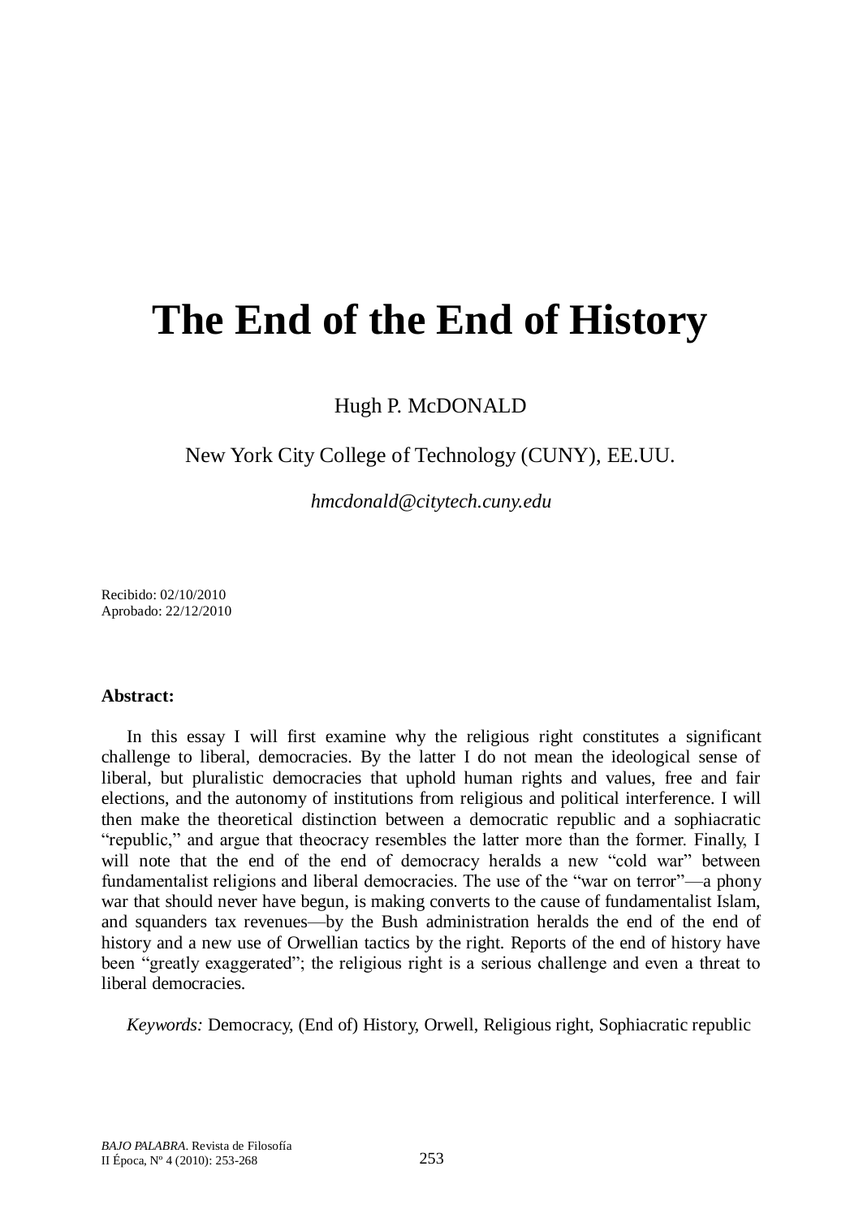# The End of the End of History

Hugh P. McDONALD

New York City College of Technology (CUNY), EE.UU.

*hmcdonald@citytech.cuny.edu*

Recibido: 02/10/2010
Aprobado: 22/12/2010

**Abstract:**

In this essay I will first examine why the religious right constitutes a significant challenge to liberal, democracies. By the latter I do not mean the ideological sense of liberal, but pluralistic democracies that uphold human rights and values, free and fair elections, and the autonomy of institutions from religious and political interference. I will then make the theoretical distinction between a democratic republic and a sophiacratic "republic," and argue that theocracy resembles the latter more than the former. Finally, I will note that the end of the end of democracy heralds a new "cold war" between fundamentalist religions and liberal democracies. The use of the "war on terror"—a phony war that should never have begun, is making converts to the cause of fundamentalist Islam, and squanders tax revenues—by the Bush administration heralds the end of the end of history and a new use of Orwellian tactics by the right. Reports of the end of history have been "greatly exaggerated"; the religious right is a serious challenge and even a threat to liberal democracies.

*Keywords:* Democracy, (End of) History, Orwell, Religious right, Sophiacratic republic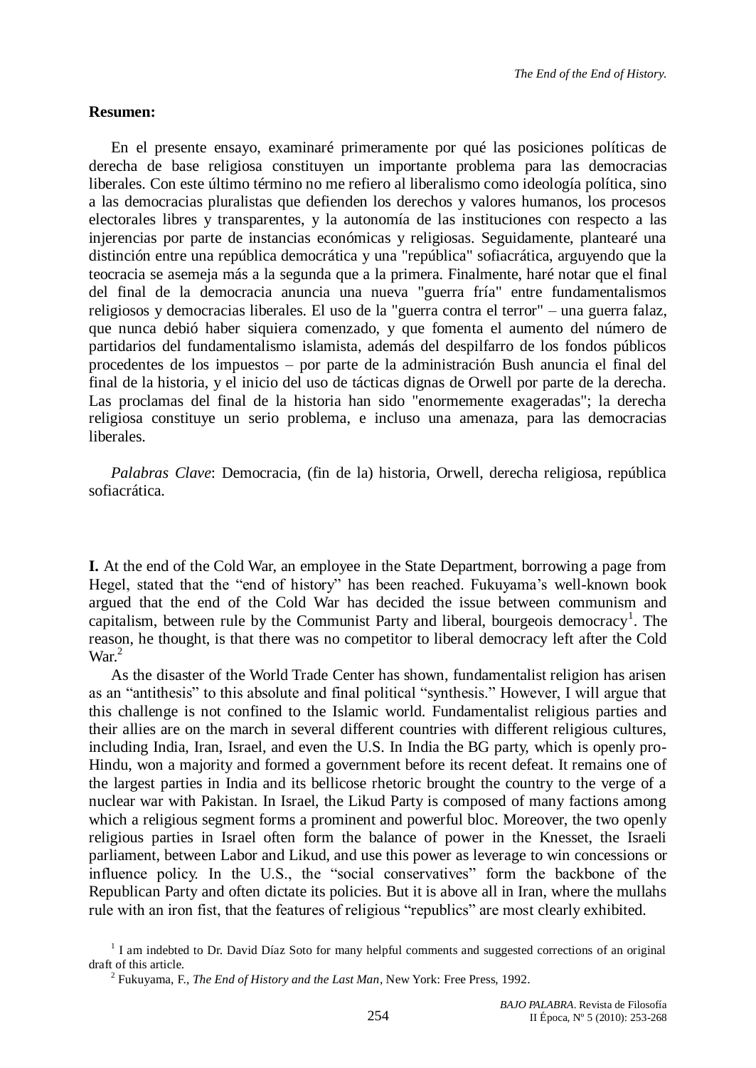**Resumen:**

En el presente ensayo, examinaré primeramente por qué las posiciones políticas de derecha de base religiosa constituyen un importante problema para las democracias liberales. Con este último término no me refiero al liberalismo como ideología política, sino a las democracias pluralistas que defienden los derechos y valores humanos, los procesos electorales libres y transparentes, y la autonomía de las instituciones con respecto a las injerencias por parte de instancias económicas y religiosas. Seguidamente, plantearé una distinción entre una república democrática y una "república" sofiacrática, arguyendo que la teocracia se asemeja más a la segunda que a la primera. Finalmente, haré notar que el final del final de la democracia anuncia una nueva "guerra fría" entre fundamentalismos religiosos y democracias liberales. El uso de la "guerra contra el terror" – una guerra falaz, que nunca debió haber siquiera comenzado, y que fomenta el aumento del número de partidarios del fundamentalismo islamista, además del despilfarro de los fondos públicos procedentes de los impuestos – por parte de la administración Bush anuncia el final del final de la historia, y el inicio del uso de tácticas dignas de Orwell por parte de la derecha. Las proclamas del final de la historia han sido "enormemente exageradas"; la derecha religiosa constituye un serio problema, e incluso una amenaza, para las democracias liberales.

*Palabras Clave*: Democracia, (fin de la) historia, Orwell, derecha religiosa, república sofiacrática.

**I.** At the end of the Cold War, an employee in the State Department, borrowing a page from Hegel, stated that the "end of history" has been reached. Fukuyama's well-known book argued that the end of the Cold War has decided the issue between communism and capitalism, between rule by the Communist Party and liberal, bourgeois democracy[1]. The reason, he thought, is that there was no competitor to liberal democracy left after the Cold War.[2]

As the disaster of the World Trade Center has shown, fundamentalist religion has arisen as an "antithesis" to this absolute and final political "synthesis." However, I will argue that this challenge is not confined to the Islamic world. Fundamentalist religious parties and their allies are on the march in several different countries with different religious cultures, including India, Iran, Israel, and even the U.S. In India the BG party, which is openly pro-Hindu, won a majority and formed a government before its recent defeat. It remains one of the largest parties in India and its bellicose rhetoric brought the country to the verge of a nuclear war with Pakistan. In Israel, the Likud Party is composed of many factions among which a religious segment forms a prominent and powerful bloc. Moreover, the two openly religious parties in Israel often form the balance of power in the Knesset, the Israeli parliament, between Labor and Likud, and use this power as leverage to win concessions or influence policy. In the U.S., the "social conservatives" form the backbone of the Republican Party and often dictate its policies. But it is above all in Iran, where the mullahs rule with an iron fist, that the features of religious "republics" are most clearly exhibited.

[1] I am indebted to Dr. David Díaz Soto for many helpful comments and suggested corrections of an original draft of this article.

[2] Fukuyama, F., *The End of History and the Last Man*, New York: Free Press, 1992.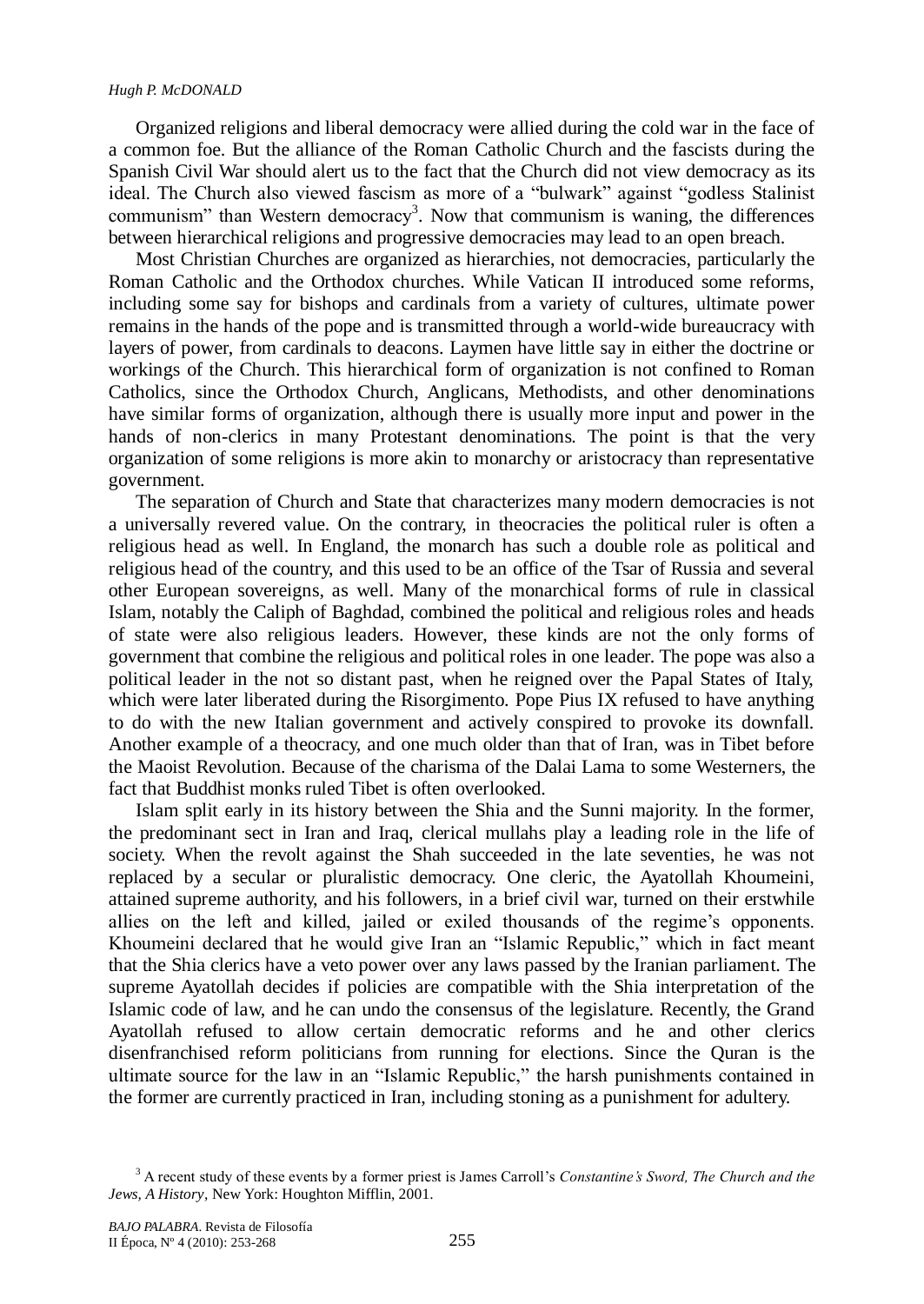Organized religions and liberal democracy were allied during the cold war in the face of a common foe. But the alliance of the Roman Catholic Church and the fascists during the Spanish Civil War should alert us to the fact that the Church did not view democracy as its ideal. The Church also viewed fascism as more of a "bulwark" against "godless Stalinist communism" than Western democracy[3]. Now that communism is waning, the differences between hierarchical religions and progressive democracies may lead to an open breach.

Most Christian Churches are organized as hierarchies, not democracies, particularly the Roman Catholic and the Orthodox churches. While Vatican II introduced some reforms, including some say for bishops and cardinals from a variety of cultures, ultimate power remains in the hands of the pope and is transmitted through a world-wide bureaucracy with layers of power, from cardinals to deacons. Laymen have little say in either the doctrine or workings of the Church. This hierarchical form of organization is not confined to Roman Catholics, since the Orthodox Church, Anglicans, Methodists, and other denominations have similar forms of organization, although there is usually more input and power in the hands of non-clerics in many Protestant denominations. The point is that the very organization of some religions is more akin to monarchy or aristocracy than representative government.

The separation of Church and State that characterizes many modern democracies is not a universally revered value. On the contrary, in theocracies the political ruler is often a religious head as well. In England, the monarch has such a double role as political and religious head of the country, and this used to be an office of the Tsar of Russia and several other European sovereigns, as well. Many of the monarchical forms of rule in classical Islam, notably the Caliph of Baghdad, combined the political and religious roles and heads of state were also religious leaders. However, these kinds are not the only forms of government that combine the religious and political roles in one leader. The pope was also a political leader in the not so distant past, when he reigned over the Papal States of Italy, which were later liberated during the Risorgimento. Pope Pius IX refused to have anything to do with the new Italian government and actively conspired to provoke its downfall. Another example of a theocracy, and one much older than that of Iran, was in Tibet before the Maoist Revolution. Because of the charisma of the Dalai Lama to some Westerners, the fact that Buddhist monks ruled Tibet is often overlooked.

Islam split early in its history between the Shia and the Sunni majority. In the former, the predominant sect in Iran and Iraq, clerical mullahs play a leading role in the life of society. When the revolt against the Shah succeeded in the late seventies, he was not replaced by a secular or pluralistic democracy. One cleric, the Ayatollah Khoumeini, attained supreme authority, and his followers, in a brief civil war, turned on their erstwhile allies on the left and killed, jailed or exiled thousands of the regime's opponents. Khoumeini declared that he would give Iran an "Islamic Republic," which in fact meant that the Shia clerics have a veto power over any laws passed by the Iranian parliament. The supreme Ayatollah decides if policies are compatible with the Shia interpretation of the Islamic code of law, and he can undo the consensus of the legislature. Recently, the Grand Ayatollah refused to allow certain democratic reforms and he and other clerics disenfranchised reform politicians from running for elections. Since the Quran is the ultimate source for the law in an "Islamic Republic," the harsh punishments contained in the former are currently practiced in Iran, including stoning as a punishment for adultery.

[3] A recent study of these events by a former priest is James Carroll's *Constantine's Sword, The Church and the Jews, A History*, New York: Houghton Mifflin, 2001.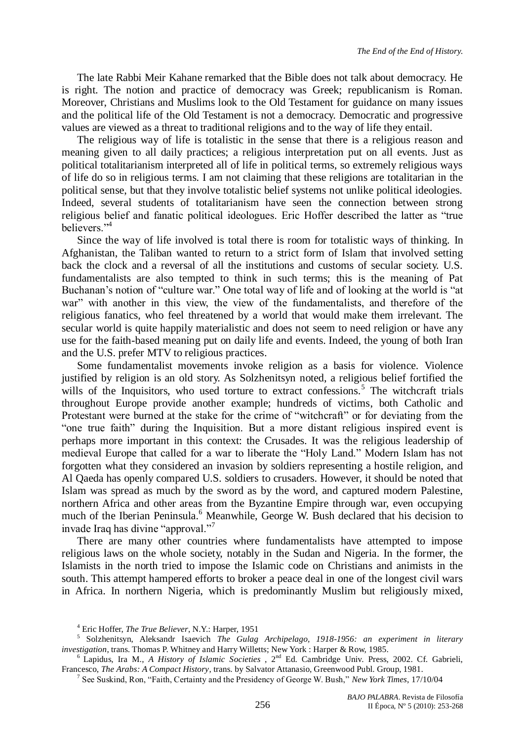The late Rabbi Meir Kahane remarked that the Bible does not talk about democracy. He is right. The notion and practice of democracy was Greek; republicanism is Roman. Moreover, Christians and Muslims look to the Old Testament for guidance on many issues and the political life of the Old Testament is not a democracy. Democratic and progressive values are viewed as a threat to traditional religions and to the way of life they entail.

The religious way of life is totalistic in the sense that there is a religious reason and meaning given to all daily practices; a religious interpretation put on all events. Just as political totalitarianism interpreted all of life in political terms, so extremely religious ways of life do so in religious terms. I am not claiming that these religions are totalitarian in the political sense, but that they involve totalistic belief systems not unlike political ideologies. Indeed, several students of totalitarianism have seen the connection between strong religious belief and fanatic political ideologues. Eric Hoffer described the latter as "true believers."[4]

Since the way of life involved is total there is room for totalistic ways of thinking. In Afghanistan, the Taliban wanted to return to a strict form of Islam that involved setting back the clock and a reversal of all the institutions and customs of secular society. U.S. fundamentalists are also tempted to think in such terms; this is the meaning of Pat Buchanan's notion of "culture war." One total way of life and of looking at the world is "at war" with another in this view, the view of the fundamentalists, and therefore of the religious fanatics, who feel threatened by a world that would make them irrelevant. The secular world is quite happily materialistic and does not seem to need religion or have any use for the faith-based meaning put on daily life and events. Indeed, the young of both Iran and the U.S. prefer MTV to religious practices.

Some fundamentalist movements invoke religion as a basis for violence. Violence justified by religion is an old story. As Solzhenitsyn noted, a religious belief fortified the wills of the Inquisitors, who used torture to extract confessions.[5] The witchcraft trials throughout Europe provide another example; hundreds of victims, both Catholic and Protestant were burned at the stake for the crime of "witchcraft" or for deviating from the "one true faith" during the Inquisition. But a more distant religious inspired event is perhaps more important in this context: the Crusades. It was the religious leadership of medieval Europe that called for a war to liberate the "Holy Land." Modern Islam has not forgotten what they considered an invasion by soldiers representing a hostile religion, and Al Qaeda has openly compared U.S. soldiers to crusaders. However, it should be noted that Islam was spread as much by the sword as by the word, and captured modern Palestine, northern Africa and other areas from the Byzantine Empire through war, even occupying much of the Iberian Peninsula.[6] Meanwhile, George W. Bush declared that his decision to invade Iraq has divine "approval."[7]

There are many other countries where fundamentalists have attempted to impose religious laws on the whole society, notably in the Sudan and Nigeria. In the former, the Islamists in the north tried to impose the Islamic code on Christians and animists in the south. This attempt hampered efforts to broker a peace deal in one of the longest civil wars in Africa. In northern Nigeria, which is predominantly Muslim but religiously mixed,

---

[4] Eric Hoffer, *The True Believer*, N.Y.: Harper, 1951

[5] Solzhenitsyn, Aleksandr Isaevich *The Gulag Archipelago, 1918-1956: an experiment in literary investigation*, trans. Thomas P. Whitney and Harry Willetts; New York : Harper & Row, 1985.

[6] Lapidus, Ira M., *A History of Islamic Societies* , 2nd Ed. Cambridge Univ. Press, 2002. Cf. Gabrieli, Francesco, *The Arabs: A Compact History*, trans. by Salvator Attanasio, Greenwood Publ. Group, 1981.

[7] See Suskind, Ron, "Faith, Certainty and the Presidency of George W. Bush," *New York Times*, 17/10/04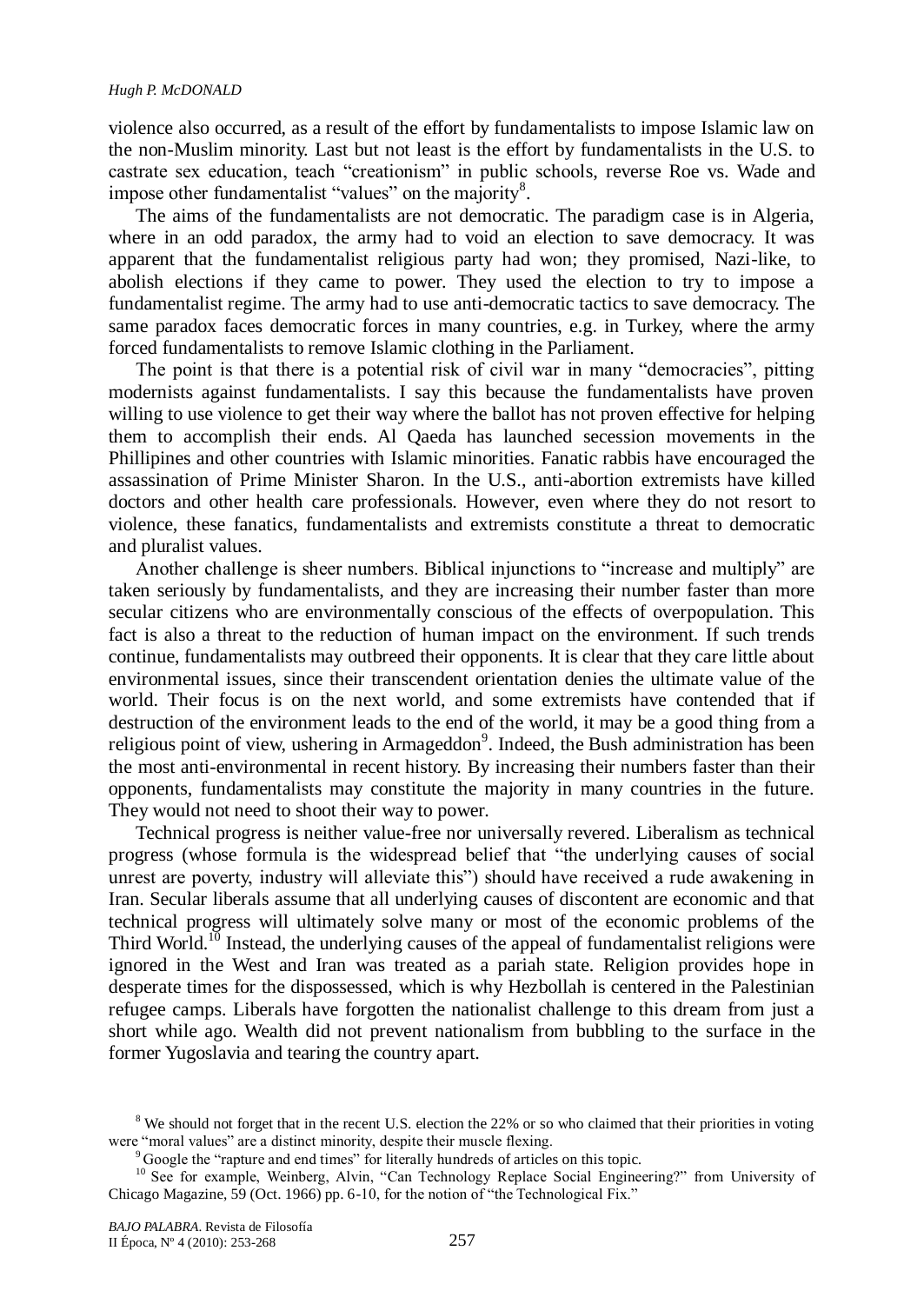violence also occurred, as a result of the effort by fundamentalists to impose Islamic law on the non-Muslim minority. Last but not least is the effort by fundamentalists in the U.S. to castrate sex education, teach "creationism" in public schools, reverse Roe vs. Wade and impose other fundamentalist "values" on the majority[8].

The aims of the fundamentalists are not democratic. The paradigm case is in Algeria, where in an odd paradox, the army had to void an election to save democracy. It was apparent that the fundamentalist religious party had won; they promised, Nazi-like, to abolish elections if they came to power. They used the election to try to impose a fundamentalist regime. The army had to use anti-democratic tactics to save democracy. The same paradox faces democratic forces in many countries, e.g. in Turkey, where the army forced fundamentalists to remove Islamic clothing in the Parliament.

The point is that there is a potential risk of civil war in many "democracies", pitting modernists against fundamentalists. I say this because the fundamentalists have proven willing to use violence to get their way where the ballot has not proven effective for helping them to accomplish their ends. Al Qaeda has launched secession movements in the Phillipines and other countries with Islamic minorities. Fanatic rabbis have encouraged the assassination of Prime Minister Sharon. In the U.S., anti-abortion extremists have killed doctors and other health care professionals. However, even where they do not resort to violence, these fanatics, fundamentalists and extremists constitute a threat to democratic and pluralist values.

Another challenge is sheer numbers. Biblical injunctions to "increase and multiply" are taken seriously by fundamentalists, and they are increasing their number faster than more secular citizens who are environmentally conscious of the effects of overpopulation. This fact is also a threat to the reduction of human impact on the environment. If such trends continue, fundamentalists may outbreed their opponents. It is clear that they care little about environmental issues, since their transcendent orientation denies the ultimate value of the world. Their focus is on the next world, and some extremists have contended that if destruction of the environment leads to the end of the world, it may be a good thing from a religious point of view, ushering in Armageddon[9]. Indeed, the Bush administration has been the most anti-environmental in recent history. By increasing their numbers faster than their opponents, fundamentalists may constitute the majority in many countries in the future. They would not need to shoot their way to power.

Technical progress is neither value-free nor universally revered. Liberalism as technical progress (whose formula is the widespread belief that "the underlying causes of social unrest are poverty, industry will alleviate this") should have received a rude awakening in Iran. Secular liberals assume that all underlying causes of discontent are economic and that technical progress will ultimately solve many or most of the economic problems of the Third World.[10] Instead, the underlying causes of the appeal of fundamentalist religions were ignored in the West and Iran was treated as a pariah state. Religion provides hope in desperate times for the dispossessed, which is why Hezbollah is centered in the Palestinian refugee camps. Liberals have forgotten the nationalist challenge to this dream from just a short while ago. Wealth did not prevent nationalism from bubbling to the surface in the former Yugoslavia and tearing the country apart.

[8] We should not forget that in the recent U.S. election the 22% or so who claimed that their priorities in voting were "moral values" are a distinct minority, despite their muscle flexing.

[9] Google the "rapture and end times" for literally hundreds of articles on this topic.

[10] See for example, Weinberg, Alvin, "Can Technology Replace Social Engineering?" from University of Chicago Magazine, 59 (Oct. 1966) pp. 6-10, for the notion of "the Technological Fix."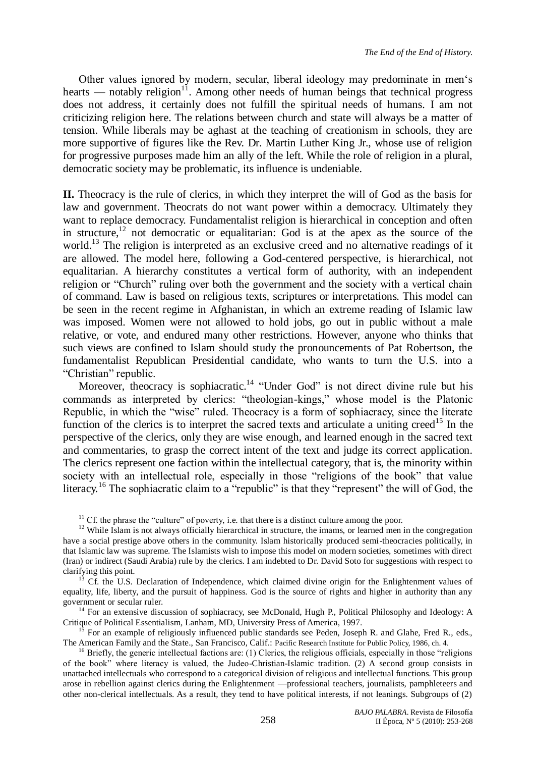Other values ignored by modern, secular, liberal ideology may predominate in men's hearts — notably religion[11]. Among other needs of human beings that technical progress does not address, it certainly does not fulfill the spiritual needs of humans. I am not criticizing religion here. The relations between church and state will always be a matter of tension. While liberals may be aghast at the teaching of creationism in schools, they are more supportive of figures like the Rev. Dr. Martin Luther King Jr., whose use of religion for progressive purposes made him an ally of the left. While the role of religion in a plural, democratic society may be problematic, its influence is undeniable.

**II.** Theocracy is the rule of clerics, in which they interpret the will of God as the basis for law and government. Theocrats do not want power within a democracy. Ultimately they want to replace democracy. Fundamentalist religion is hierarchical in conception and often in structure,[12] not democratic or equalitarian: God is at the apex as the source of the world.[13] The religion is interpreted as an exclusive creed and no alternative readings of it are allowed. The model here, following a God-centered perspective, is hierarchical, not equalitarian. A hierarchy constitutes a vertical form of authority, with an independent religion or "Church" ruling over both the government and the society with a vertical chain of command. Law is based on religious texts, scriptures or interpretations. This model can be seen in the recent regime in Afghanistan, in which an extreme reading of Islamic law was imposed. Women were not allowed to hold jobs, go out in public without a male relative, or vote, and endured many other restrictions. However, anyone who thinks that such views are confined to Islam should study the pronouncements of Pat Robertson, the fundamentalist Republican Presidential candidate, who wants to turn the U.S. into a "Christian" republic.

Moreover, theocracy is sophiacratic.[14] "Under God" is not direct divine rule but his commands as interpreted by clerics: "theologian-kings," whose model is the Platonic Republic, in which the "wise" ruled. Theocracy is a form of sophiacracy, since the literate function of the clerics is to interpret the sacred texts and articulate a uniting creed[15] In the perspective of the clerics, only they are wise enough, and learned enough in the sacred text and commentaries, to grasp the correct intent of the text and judge its correct application. The clerics represent one faction within the intellectual category, that is, the minority within society with an intellectual role, especially in those "religions of the book" that value literacy.[16] The sophiacratic claim to a "republic" is that they "represent" the will of God, the

[11] Cf. the phrase the "culture" of poverty, i.e. that there is a distinct culture among the poor.

[12] While Islam is not always officially hierarchical in structure, the imams, or learned men in the congregation have a social prestige above others in the community. Islam historically produced semi-theocracies politically, in that Islamic law was supreme. The Islamists wish to impose this model on modern societies, sometimes with direct (Iran) or indirect (Saudi Arabia) rule by the clerics. I am indebted to Dr. David Soto for suggestions with respect to clarifying this point.

[13] Cf. the U.S. Declaration of Independence, which claimed divine origin for the Enlightenment values of equality, life, liberty, and the pursuit of happiness. God is the source of rights and higher in authority than any government or secular ruler.

[14] For an extensive discussion of sophiacracy, see McDonald, Hugh P., Political Philosophy and Ideology: A Critique of Political Essentialism, Lanham, MD, University Press of America, 1997.

[15] For an example of religiously influenced public standards see Peden, Joseph R. and Glahe, Fred R., eds., The American Family and the State., San Francisco, Calif.: Pacific Research Institute for Public Policy, 1986, ch. 4.

[16] Briefly, the generic intellectual factions are: (1) Clerics, the religious officials, especially in those "religions of the book" where literacy is valued, the Judeo-Christian-Islamic tradition. (2) A second group consists in unattached intellectuals who correspond to a categorical division of religious and intellectual functions. This group arose in rebellion against clerics during the Enlightenment —professional teachers, journalists, pamphleteers and other non-clerical intellectuals. As a result, they tend to have political interests, if not leanings. Subgroups of (2)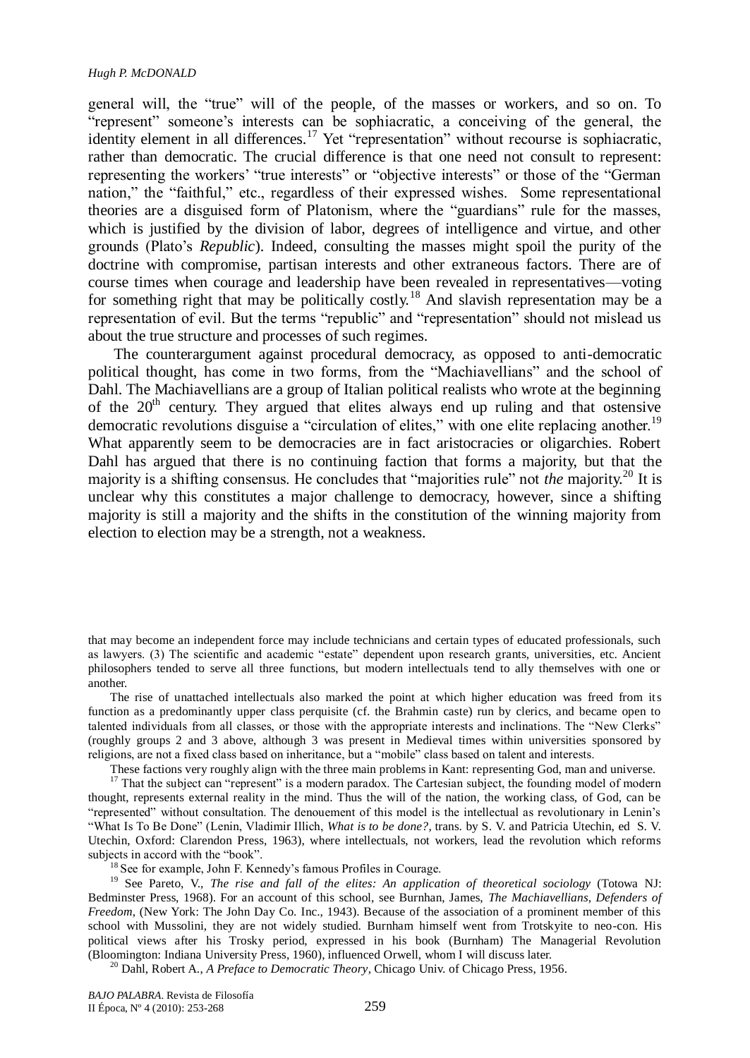general will, the "true" will of the people, of the masses or workers, and so on. To "represent" someone's interests can be sophiacratic, a conceiving of the general, the identity element in all differences.[17] Yet "representation" without recourse is sophiacratic, rather than democratic. The crucial difference is that one need not consult to represent: representing the workers' "true interests" or "objective interests" or those of the "German nation," the "faithful," etc., regardless of their expressed wishes. Some representational theories are a disguised form of Platonism, where the "guardians" rule for the masses, which is justified by the division of labor, degrees of intelligence and virtue, and other grounds (Plato's *Republic*). Indeed, consulting the masses might spoil the purity of the doctrine with compromise, partisan interests and other extraneous factors. There are of course times when courage and leadership have been revealed in representatives—voting for something right that may be politically costly.[18] And slavish representation may be a representation of evil. But the terms "republic" and "representation" should not mislead us about the true structure and processes of such regimes.

The counterargument against procedural democracy, as opposed to anti-democratic political thought, has come in two forms, from the "Machiavellians" and the school of Dahl. The Machiavellians are a group of Italian political realists who wrote at the beginning of the 20th century. They argued that elites always end up ruling and that ostensive democratic revolutions disguise a "circulation of elites," with one elite replacing another.[19] What apparently seem to be democracies are in fact aristocracies or oligarchies. Robert Dahl has argued that there is no continuing faction that forms a majority, but that the majority is a shifting consensus. He concludes that "majorities rule" not *the* majority.[20] It is unclear why this constitutes a major challenge to democracy, however, since a shifting majority is still a majority and the shifts in the constitution of the winning majority from election to election may be a strength, not a weakness.

---

that may become an independent force may include technicians and certain types of educated professionals, such as lawyers. (3) The scientific and academic "estate" dependent upon research grants, universities, etc. Ancient philosophers tended to serve all three functions, but modern intellectuals tend to ally themselves with one or another.

The rise of unattached intellectuals also marked the point at which higher education was freed from its function as a predominantly upper class perquisite (cf. the Brahmin caste) run by clerics, and became open to talented individuals from all classes, or those with the appropriate interests and inclinations. The "New Clerks" (roughly groups 2 and 3 above, although 3 was present in Medieval times within universities sponsored by religions, are not a fixed class based on inheritance, but a "mobile" class based on talent and interests.

These factions very roughly align with the three main problems in Kant: representing God, man and universe.

[17] That the subject can "represent" is a modern paradox. The Cartesian subject, the founding model of modern thought, represents external reality in the mind. Thus the will of the nation, the working class, of God, can be "represented" without consultation. The denouement of this model is the intellectual as revolutionary in Lenin's "What Is To Be Done" (Lenin, Vladimir Illich, *What is to be done?*, trans. by S. V. and Patricia Utechin, ed S. V. Utechin, Oxford: Clarendon Press, 1963), where intellectuals, not workers, lead the revolution which reforms subjects in accord with the "book".

[18] See for example, John F. Kennedy's famous Profiles in Courage.

[19] See Pareto, V., *The rise and fall of the elites: An application of theoretical sociology* (Totowa NJ: Bedminster Press, 1968). For an account of this school, see Burnhan, James, *The Machiavellians, Defenders of Freedom*, (New York: The John Day Co. Inc., 1943). Because of the association of a prominent member of this school with Mussolini, they are not widely studied. Burnham himself went from Trotskyite to neo-con. His political views after his Trosky period, expressed in his book (Burnham) The Managerial Revolution (Bloomington: Indiana University Press, 1960), influenced Orwell, whom I will discuss later.

[20] Dahl, Robert A., *A Preface to Democratic Theory*, Chicago Univ. of Chicago Press, 1956.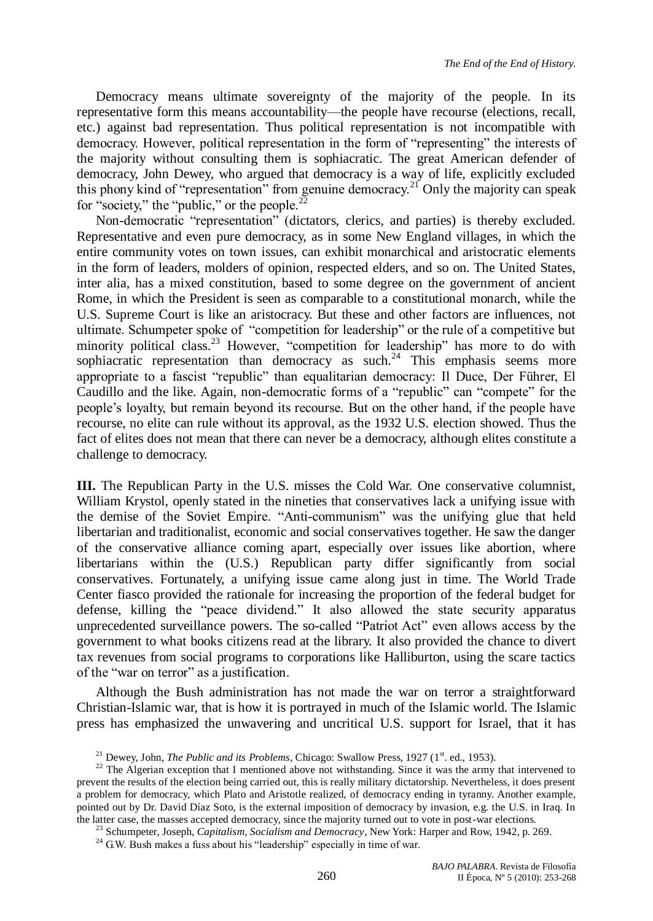Democracy means ultimate sovereignty of the majority of the people. In its representative form this means accountability—the people have recourse (elections, recall, etc.) against bad representation. Thus political representation is not incompatible with democracy. However, political representation in the form of "representing" the interests of the majority without consulting them is sophiacratic. The great American defender of democracy, John Dewey, who argued that democracy is a way of life, explicitly excluded this phony kind of "representation" from genuine democracy.[21] Only the majority can speak for "society," the "public," or the people.[22]

Non-democratic "representation" (dictators, clerics, and parties) is thereby excluded. Representative and even pure democracy, as in some New England villages, in which the entire community votes on town issues, can exhibit monarchical and aristocratic elements in the form of leaders, molders of opinion, respected elders, and so on. The United States, inter alia, has a mixed constitution, based to some degree on the government of ancient Rome, in which the President is seen as comparable to a constitutional monarch, while the U.S. Supreme Court is like an aristocracy. But these and other factors are influences, not ultimate. Schumpeter spoke of "competition for leadership" or the rule of a competitive but minority political class.[23] However, "competition for leadership" has more to do with sophiacratic representation than democracy as such.[24] This emphasis seems more appropriate to a fascist "republic" than equalitarian democracy: Il Duce, Der Führer, El Caudillo and the like. Again, non-democratic forms of a "republic" can "compete" for the people's loyalty, but remain beyond its recourse. But on the other hand, if the people have recourse, no elite can rule without its approval, as the 1932 U.S. election showed. Thus the fact of elites does not mean that there can never be a democracy, although elites constitute a challenge to democracy.

**III.** The Republican Party in the U.S. misses the Cold War. One conservative columnist, William Krystol, openly stated in the nineties that conservatives lack a unifying issue with the demise of the Soviet Empire. "Anti-communism" was the unifying glue that held libertarian and traditionalist, economic and social conservatives together. He saw the danger of the conservative alliance coming apart, especially over issues like abortion, where libertarians within the (U.S.) Republican party differ significantly from social conservatives. Fortunately, a unifying issue came along just in time. The World Trade Center fiasco provided the rationale for increasing the proportion of the federal budget for defense, killing the "peace dividend." It also allowed the state security apparatus unprecedented surveillance powers. The so-called "Patriot Act" even allows access by the government to what books citizens read at the library. It also provided the chance to divert tax revenues from social programs to corporations like Halliburton, using the scare tactics of the "war on terror" as a justification.

Although the Bush administration has not made the war on terror a straightforward Christian-Islamic war, that is how it is portrayed in much of the Islamic world. The Islamic press has emphasized the unwavering and uncritical U.S. support for Israel, that it has

---

[21] Dewey, John, *The Public and its Problems*, Chicago: Swallow Press, 1927 (1st. ed., 1953).

[22] The Algerian exception that I mentioned above not withstanding. Since it was the army that intervened to prevent the results of the election being carried out, this is really military dictatorship. Nevertheless, it does present a problem for democracy, which Plato and Aristotle realized, of democracy ending in tyranny. Another example, pointed out by Dr. David Díaz Soto, is the external imposition of democracy by invasion, e.g. the U.S. in Iraq. In the latter case, the masses accepted democracy, since the majority turned out to vote in post-war elections.

[23] Schumpeter, Joseph, *Capitalism, Socialism and Democracy*, New York: Harper and Row, 1942, p. 269.

[24] G.W. Bush makes a fuss about his "leadership" especially in time of war.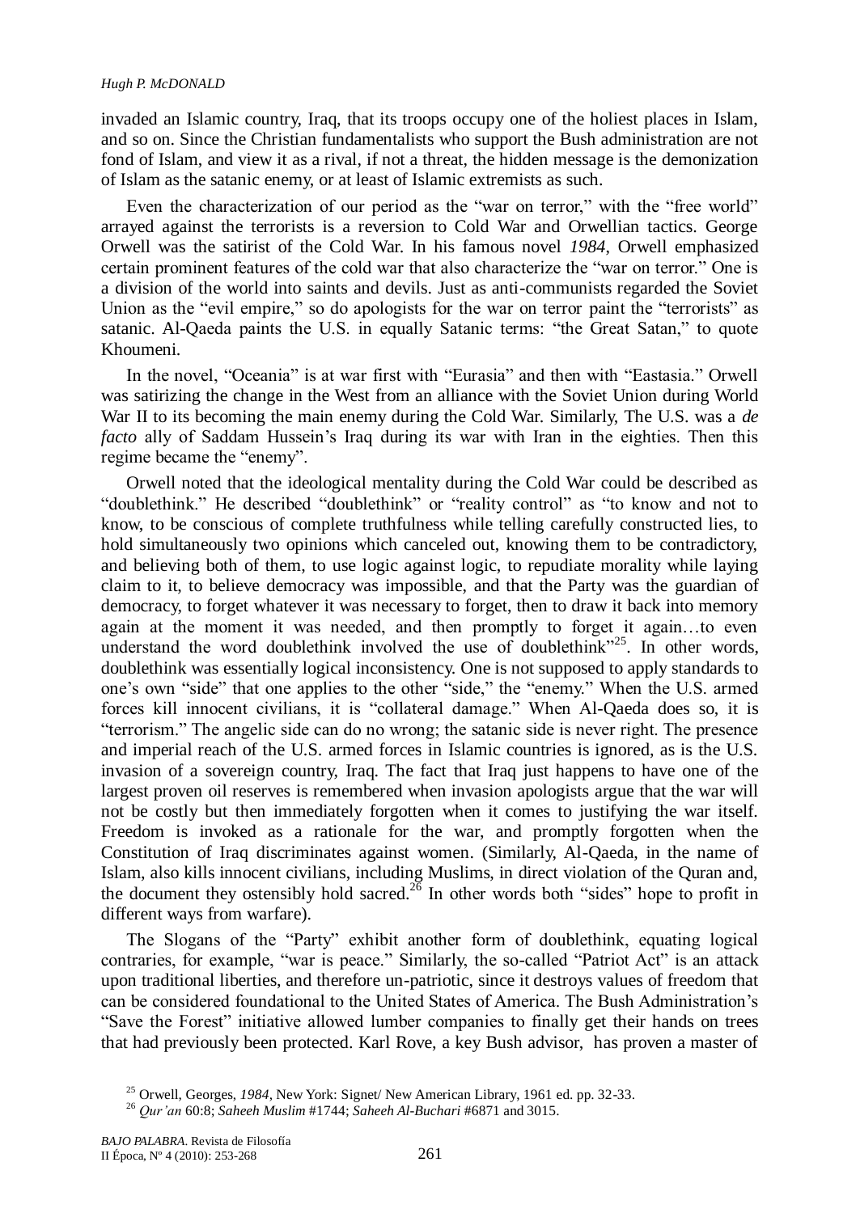invaded an Islamic country, Iraq, that its troops occupy one of the holiest places in Islam, and so on. Since the Christian fundamentalists who support the Bush administration are not fond of Islam, and view it as a rival, if not a threat, the hidden message is the demonization of Islam as the satanic enemy, or at least of Islamic extremists as such.

Even the characterization of our period as the "war on terror," with the "free world" arrayed against the terrorists is a reversion to Cold War and Orwellian tactics. George Orwell was the satirist of the Cold War. In his famous novel *1984*, Orwell emphasized certain prominent features of the cold war that also characterize the "war on terror." One is a division of the world into saints and devils. Just as anti-communists regarded the Soviet Union as the "evil empire," so do apologists for the war on terror paint the "terrorists" as satanic. Al-Qaeda paints the U.S. in equally Satanic terms: "the Great Satan," to quote Khoumeni.

In the novel, "Oceania" is at war first with "Eurasia" and then with "Eastasia." Orwell was satirizing the change in the West from an alliance with the Soviet Union during World War II to its becoming the main enemy during the Cold War. Similarly, The U.S. was a *de facto* ally of Saddam Hussein's Iraq during its war with Iran in the eighties. Then this regime became the "enemy".

Orwell noted that the ideological mentality during the Cold War could be described as "doublethink." He described "doublethink" or "reality control" as "to know and not to know, to be conscious of complete truthfulness while telling carefully constructed lies, to hold simultaneously two opinions which canceled out, knowing them to be contradictory, and believing both of them, to use logic against logic, to repudiate morality while laying claim to it, to believe democracy was impossible, and that the Party was the guardian of democracy, to forget whatever it was necessary to forget, then to draw it back into memory again at the moment it was needed, and then promptly to forget it again…to even understand the word doublethink involved the use of doublethink"[25]. In other words, doublethink was essentially logical inconsistency. One is not supposed to apply standards to one's own "side" that one applies to the other "side," the "enemy." When the U.S. armed forces kill innocent civilians, it is "collateral damage." When Al-Qaeda does so, it is "terrorism." The angelic side can do no wrong; the satanic side is never right. The presence and imperial reach of the U.S. armed forces in Islamic countries is ignored, as is the U.S. invasion of a sovereign country, Iraq. The fact that Iraq just happens to have one of the largest proven oil reserves is remembered when invasion apologists argue that the war will not be costly but then immediately forgotten when it comes to justifying the war itself. Freedom is invoked as a rationale for the war, and promptly forgotten when the Constitution of Iraq discriminates against women. (Similarly, Al-Qaeda, in the name of Islam, also kills innocent civilians, including Muslims, in direct violation of the Quran and, the document they ostensibly hold sacred.[26] In other words both "sides" hope to profit in different ways from warfare).

The Slogans of the "Party" exhibit another form of doublethink, equating logical contraries, for example, "war is peace." Similarly, the so-called "Patriot Act" is an attack upon traditional liberties, and therefore un-patriotic, since it destroys values of freedom that can be considered foundational to the United States of America. The Bush Administration's "Save the Forest" initiative allowed lumber companies to finally get their hands on trees that had previously been protected. Karl Rove, a key Bush advisor, has proven a master of

[25] Orwell, Georges, *1984*, New York: Signet/ New American Library, 1961 ed. pp. 32-33.

[26] *Qur'an* 60:8; *Saheeh Muslim* #1744; *Saheeh Al-Buchari* #6871 and 3015.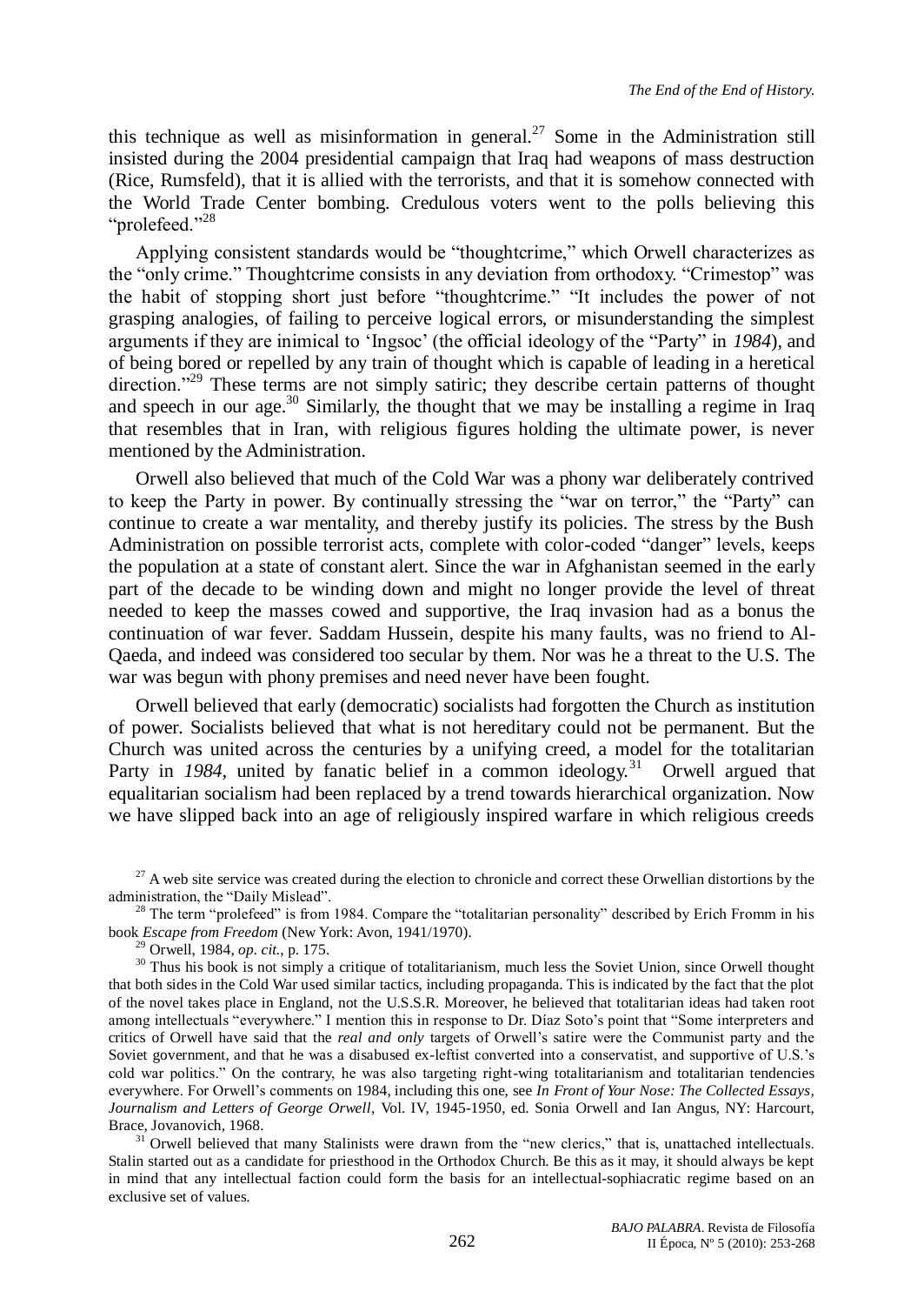this technique as well as misinformation in general.[27] Some in the Administration still insisted during the 2004 presidential campaign that Iraq had weapons of mass destruction (Rice, Rumsfeld), that it is allied with the terrorists, and that it is somehow connected with the World Trade Center bombing. Credulous voters went to the polls believing this "prolefeed."[28]

Applying consistent standards would be "thoughtcrime," which Orwell characterizes as the "only crime." Thoughtcrime consists in any deviation from orthodoxy. "Crimestop" was the habit of stopping short just before "thoughtcrime." "It includes the power of not grasping analogies, of failing to perceive logical errors, or misunderstanding the simplest arguments if they are inimical to 'Ingsoc' (the official ideology of the "Party" in *1984*), and of being bored or repelled by any train of thought which is capable of leading in a heretical direction."[29] These terms are not simply satiric; they describe certain patterns of thought and speech in our age.[30] Similarly, the thought that we may be installing a regime in Iraq that resembles that in Iran, with religious figures holding the ultimate power, is never mentioned by the Administration.

Orwell also believed that much of the Cold War was a phony war deliberately contrived to keep the Party in power. By continually stressing the "war on terror," the "Party" can continue to create a war mentality, and thereby justify its policies. The stress by the Bush Administration on possible terrorist acts, complete with color-coded "danger" levels, keeps the population at a state of constant alert. Since the war in Afghanistan seemed in the early part of the decade to be winding down and might no longer provide the level of threat needed to keep the masses cowed and supportive, the Iraq invasion had as a bonus the continuation of war fever. Saddam Hussein, despite his many faults, was no friend to Al-Qaeda, and indeed was considered too secular by them. Nor was he a threat to the U.S. The war was begun with phony premises and need never have been fought.

Orwell believed that early (democratic) socialists had forgotten the Church as institution of power. Socialists believed that what is not hereditary could not be permanent. But the Church was united across the centuries by a unifying creed, a model for the totalitarian Party in *1984*, united by fanatic belief in a common ideology.[31] Orwell argued that equalitarian socialism had been replaced by a trend towards hierarchical organization. Now we have slipped back into an age of religiously inspired warfare in which religious creeds

---

[27] A web site service was created during the election to chronicle and correct these Orwellian distortions by the administration, the "Daily Mislead".

[28] The term "prolefeed" is from 1984. Compare the "totalitarian personality" described by Erich Fromm in his book *Escape from Freedom* (New York: Avon, 1941/1970).

[29] Orwell, 1984, *op. cit.*, p. 175.

[30] Thus his book is not simply a critique of totalitarianism, much less the Soviet Union, since Orwell thought that both sides in the Cold War used similar tactics, including propaganda. This is indicated by the fact that the plot of the novel takes place in England, not the U.S.S.R. Moreover, he believed that totalitarian ideas had taken root among intellectuals "everywhere." I mention this in response to Dr. Díaz Soto's point that "Some interpreters and critics of Orwell have said that the *real and only* targets of Orwell's satire were the Communist party and the Soviet government, and that he was a disabused ex-leftist converted into a conservatist, and supportive of U.S.'s cold war politics." On the contrary, he was also targeting right-wing totalitarianism and totalitarian tendencies everywhere. For Orwell's comments on 1984, including this one, see *In Front of Your Nose: The Collected Essays, Journalism and Letters of George Orwell*, Vol. IV, 1945-1950, ed. Sonia Orwell and Ian Angus, NY: Harcourt, Brace, Jovanovich, 1968.

[31] Orwell believed that many Stalinists were drawn from the "new clerics," that is, unattached intellectuals. Stalin started out as a candidate for priesthood in the Orthodox Church. Be this as it may, it should always be kept in mind that any intellectual faction could form the basis for an intellectual-sophiacratic regime based on an exclusive set of values.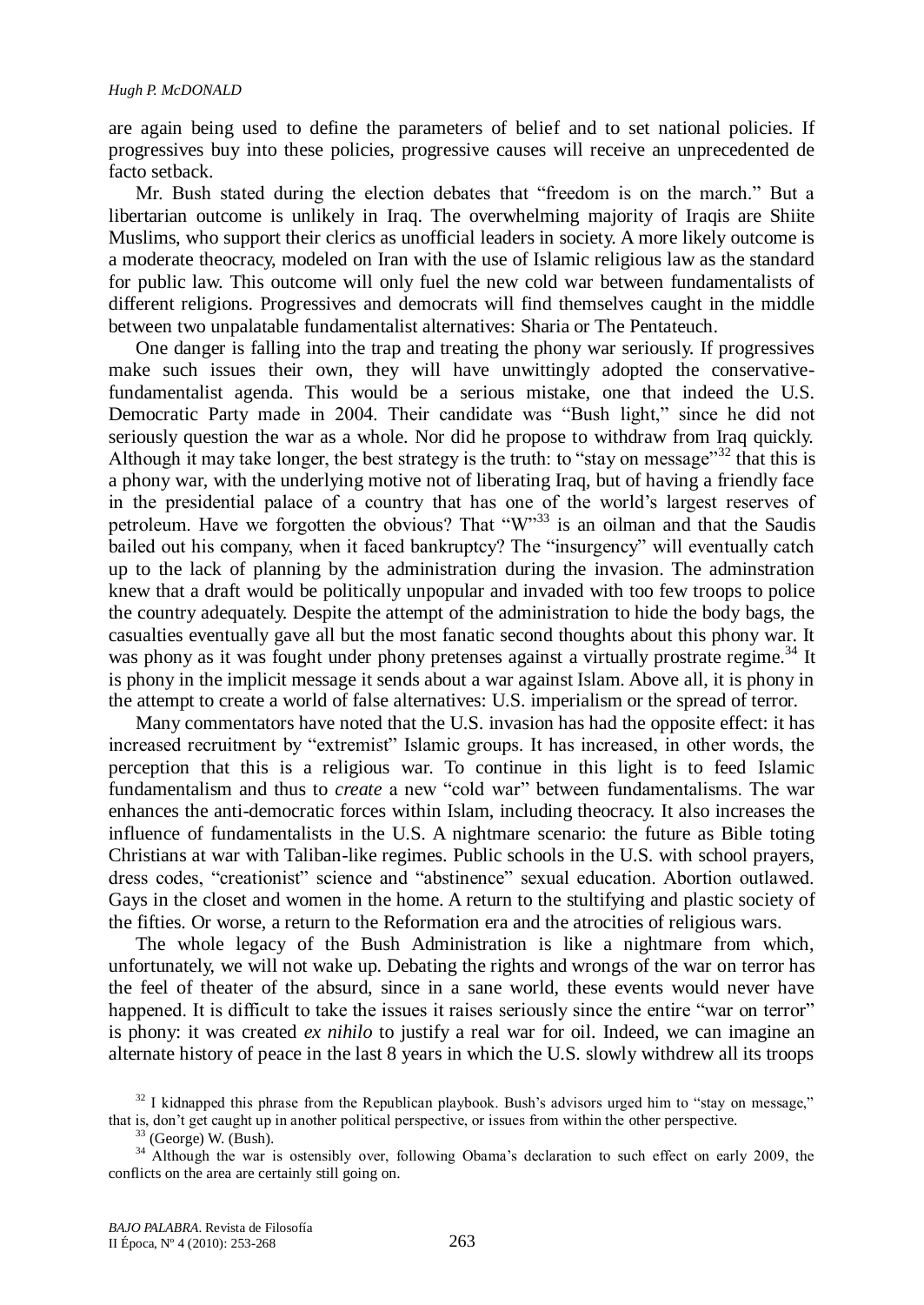are again being used to define the parameters of belief and to set national policies. If progressives buy into these policies, progressive causes will receive an unprecedented de facto setback.

Mr. Bush stated during the election debates that "freedom is on the march." But a libertarian outcome is unlikely in Iraq. The overwhelming majority of Iraqis are Shiite Muslims, who support their clerics as unofficial leaders in society. A more likely outcome is a moderate theocracy, modeled on Iran with the use of Islamic religious law as the standard for public law. This outcome will only fuel the new cold war between fundamentalists of different religions. Progressives and democrats will find themselves caught in the middle between two unpalatable fundamentalist alternatives: Sharia or The Pentateuch.

One danger is falling into the trap and treating the phony war seriously. If progressives make such issues their own, they will have unwittingly adopted the conservative-fundamentalist agenda. This would be a serious mistake, one that indeed the U.S. Democratic Party made in 2004. Their candidate was "Bush light," since he did not seriously question the war as a whole. Nor did he propose to withdraw from Iraq quickly. Although it may take longer, the best strategy is the truth: to "stay on message"[32] that this is a phony war, with the underlying motive not of liberating Iraq, but of having a friendly face in the presidential palace of a country that has one of the world's largest reserves of petroleum. Have we forgotten the obvious? That "W"[33] is an oilman and that the Saudis bailed out his company, when it faced bankruptcy? The "insurgency" will eventually catch up to the lack of planning by the administration during the invasion. The adminstration knew that a draft would be politically unpopular and invaded with too few troops to police the country adequately. Despite the attempt of the administration to hide the body bags, the casualties eventually gave all but the most fanatic second thoughts about this phony war. It was phony as it was fought under phony pretenses against a virtually prostrate regime.[34] It is phony in the implicit message it sends about a war against Islam. Above all, it is phony in the attempt to create a world of false alternatives: U.S. imperialism or the spread of terror.

Many commentators have noted that the U.S. invasion has had the opposite effect: it has increased recruitment by "extremist" Islamic groups. It has increased, in other words, the perception that this is a religious war. To continue in this light is to feed Islamic fundamentalism and thus to *create* a new "cold war" between fundamentalisms. The war enhances the anti-democratic forces within Islam, including theocracy. It also increases the influence of fundamentalists in the U.S. A nightmare scenario: the future as Bible toting Christians at war with Taliban-like regimes. Public schools in the U.S. with school prayers, dress codes, "creationist" science and "abstinence" sexual education. Abortion outlawed. Gays in the closet and women in the home. A return to the stultifying and plastic society of the fifties. Or worse, a return to the Reformation era and the atrocities of religious wars.

The whole legacy of the Bush Administration is like a nightmare from which, unfortunately, we will not wake up. Debating the rights and wrongs of the war on terror has the feel of theater of the absurd, since in a sane world, these events would never have happened. It is difficult to take the issues it raises seriously since the entire "war on terror" is phony: it was created *ex nihilo* to justify a real war for oil. Indeed, we can imagine an alternate history of peace in the last 8 years in which the U.S. slowly withdrew all its troops

[32] I kidnapped this phrase from the Republican playbook. Bush's advisors urged him to "stay on message," that is, don't get caught up in another political perspective, or issues from within the other perspective.

[33] (George) W. (Bush).

[34] Although the war is ostensibly over, following Obama's declaration to such effect on early 2009, the conflicts on the area are certainly still going on.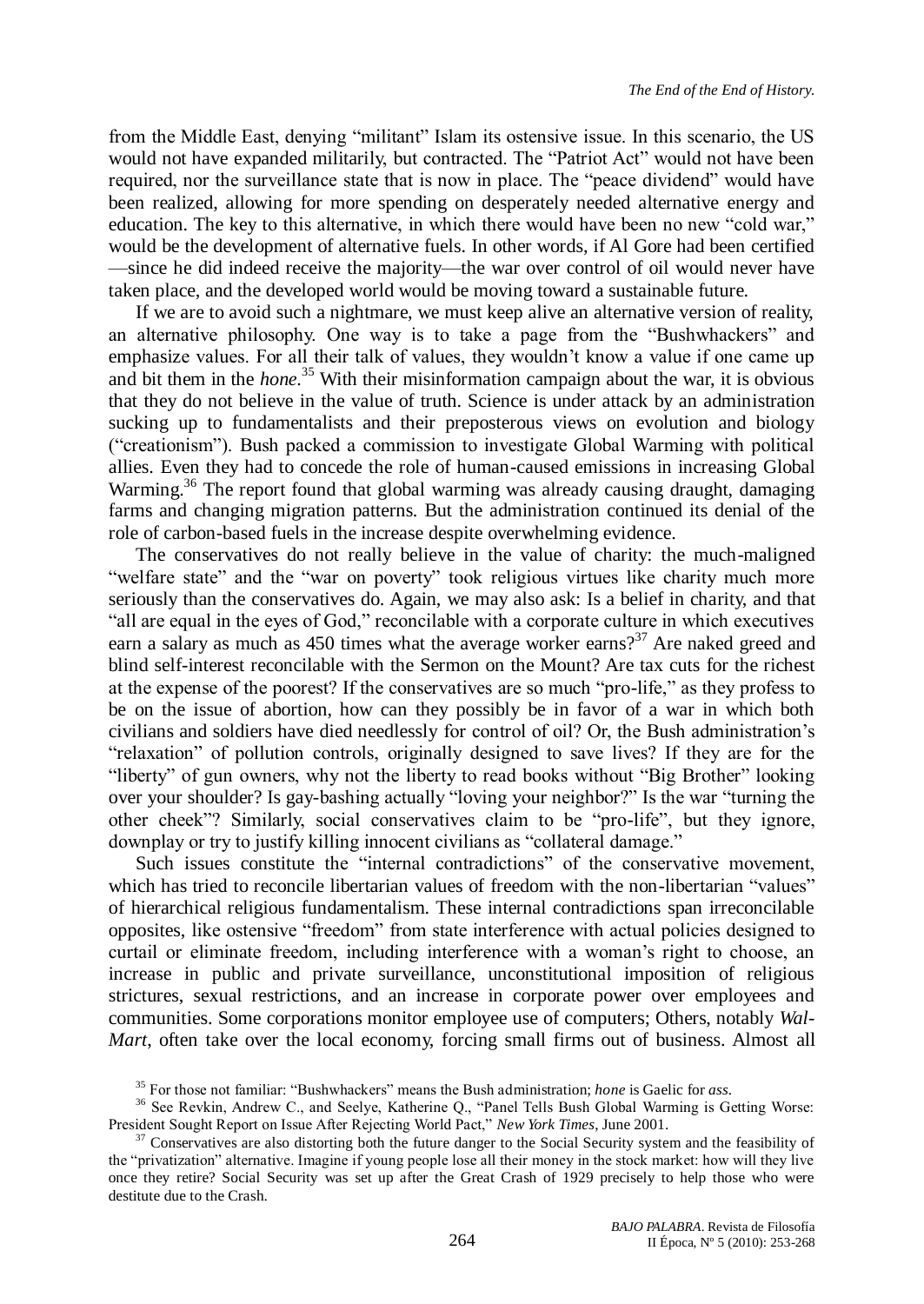from the Middle East, denying "militant" Islam its ostensive issue. In this scenario, the US would not have expanded militarily, but contracted. The "Patriot Act" would not have been required, nor the surveillance state that is now in place. The "peace dividend" would have been realized, allowing for more spending on desperately needed alternative energy and education. The key to this alternative, in which there would have been no new "cold war," would be the development of alternative fuels. In other words, if Al Gore had been certified —since he did indeed receive the majority—the war over control of oil would never have taken place, and the developed world would be moving toward a sustainable future.

If we are to avoid such a nightmare, we must keep alive an alternative version of reality, an alternative philosophy. One way is to take a page from the "Bushwhackers" and emphasize values. For all their talk of values, they wouldn't know a value if one came up and bit them in the *hone*.[35] With their misinformation campaign about the war, it is obvious that they do not believe in the value of truth. Science is under attack by an administration sucking up to fundamentalists and their preposterous views on evolution and biology ("creationism"). Bush packed a commission to investigate Global Warming with political allies. Even they had to concede the role of human-caused emissions in increasing Global Warming.[36] The report found that global warming was already causing draught, damaging farms and changing migration patterns. But the administration continued its denial of the role of carbon-based fuels in the increase despite overwhelming evidence.

The conservatives do not really believe in the value of charity: the much-maligned "welfare state" and the "war on poverty" took religious virtues like charity much more seriously than the conservatives do. Again, we may also ask: Is a belief in charity, and that "all are equal in the eyes of God," reconcilable with a corporate culture in which executives earn a salary as much as 450 times what the average worker earns?[37] Are naked greed and blind self-interest reconcilable with the Sermon on the Mount? Are tax cuts for the richest at the expense of the poorest? If the conservatives are so much "pro-life," as they profess to be on the issue of abortion, how can they possibly be in favor of a war in which both civilians and soldiers have died needlessly for control of oil? Or, the Bush administration's "relaxation" of pollution controls, originally designed to save lives? If they are for the "liberty" of gun owners, why not the liberty to read books without "Big Brother" looking over your shoulder? Is gay-bashing actually "loving your neighbor?" Is the war "turning the other cheek"? Similarly, social conservatives claim to be "pro-life", but they ignore, downplay or try to justify killing innocent civilians as "collateral damage."

Such issues constitute the "internal contradictions" of the conservative movement, which has tried to reconcile libertarian values of freedom with the non-libertarian "values" of hierarchical religious fundamentalism. These internal contradictions span irreconcilable opposites, like ostensive "freedom" from state interference with actual policies designed to curtail or eliminate freedom, including interference with a woman's right to choose, an increase in public and private surveillance, unconstitutional imposition of religious strictures, sexual restrictions, and an increase in corporate power over employees and communities. Some corporations monitor employee use of computers; Others, notably *Wal-Mart*, often take over the local economy, forcing small firms out of business. Almost all

---

[35] For those not familiar: "Bushwhackers" means the Bush administration; *hone* is Gaelic for *ass*.

[36] See Revkin, Andrew C., and Seelye, Katherine Q., "Panel Tells Bush Global Warming is Getting Worse: President Sought Report on Issue After Rejecting World Pact," *New York Times*, June 2001.

[37] Conservatives are also distorting both the future danger to the Social Security system and the feasibility of the "privatization" alternative. Imagine if young people lose all their money in the stock market: how will they live once they retire? Social Security was set up after the Great Crash of 1929 precisely to help those who were destitute due to the Crash.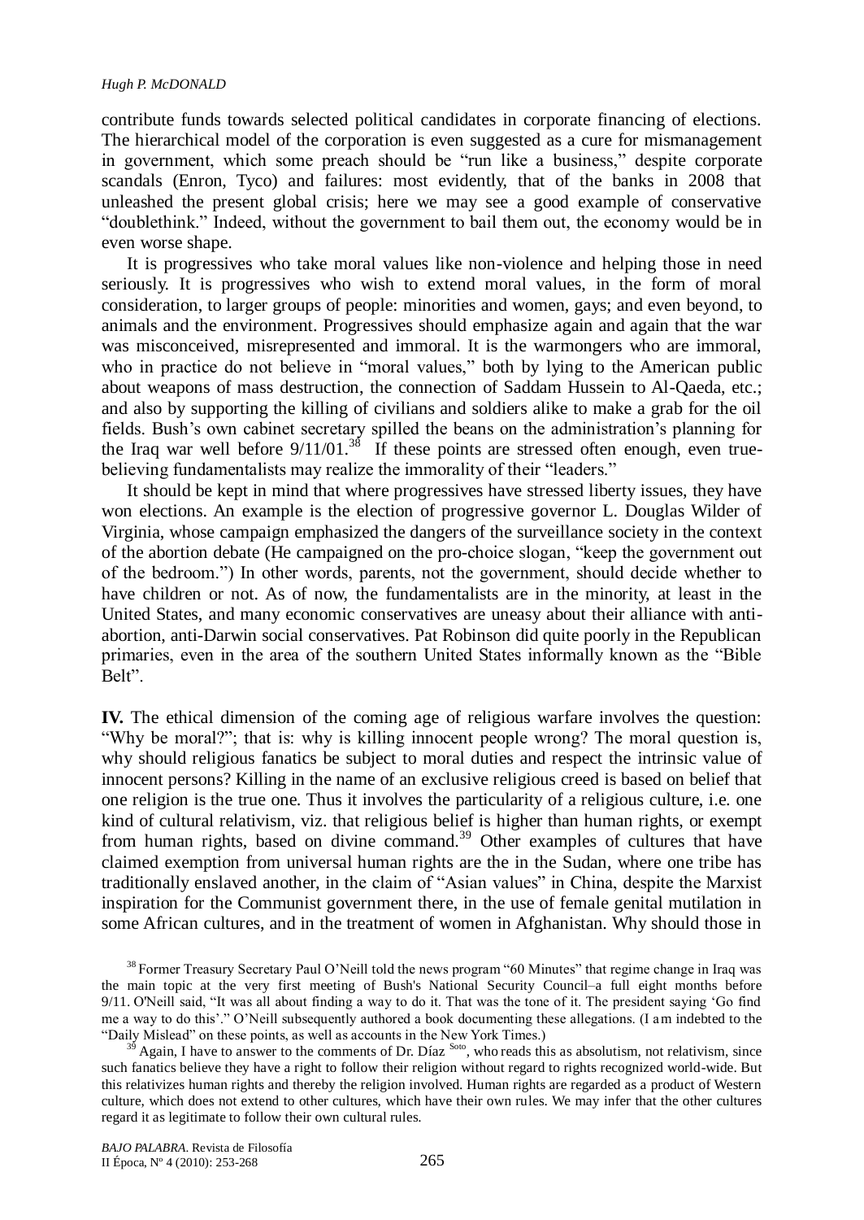contribute funds towards selected political candidates in corporate financing of elections. The hierarchical model of the corporation is even suggested as a cure for mismanagement in government, which some preach should be "run like a business," despite corporate scandals (Enron, Tyco) and failures: most evidently, that of the banks in 2008 that unleashed the present global crisis; here we may see a good example of conservative "doublethink." Indeed, without the government to bail them out, the economy would be in even worse shape.

It is progressives who take moral values like non-violence and helping those in need seriously. It is progressives who wish to extend moral values, in the form of moral consideration, to larger groups of people: minorities and women, gays; and even beyond, to animals and the environment. Progressives should emphasize again and again that the war was misconceived, misrepresented and immoral. It is the warmongers who are immoral, who in practice do not believe in "moral values," both by lying to the American public about weapons of mass destruction, the connection of Saddam Hussein to Al-Qaeda, etc.; and also by supporting the killing of civilians and soldiers alike to make a grab for the oil fields. Bush's own cabinet secretary spilled the beans on the administration's planning for the Iraq war well before 9/11/01.[38] If these points are stressed often enough, even true-believing fundamentalists may realize the immorality of their "leaders."

It should be kept in mind that where progressives have stressed liberty issues, they have won elections. An example is the election of progressive governor L. Douglas Wilder of Virginia, whose campaign emphasized the dangers of the surveillance society in the context of the abortion debate (He campaigned on the pro-choice slogan, "keep the government out of the bedroom.") In other words, parents, not the government, should decide whether to have children or not. As of now, the fundamentalists are in the minority, at least in the United States, and many economic conservatives are uneasy about their alliance with anti-abortion, anti-Darwin social conservatives. Pat Robinson did quite poorly in the Republican primaries, even in the area of the southern United States informally known as the "Bible Belt".

**IV.** The ethical dimension of the coming age of religious warfare involves the question: "Why be moral?"; that is: why is killing innocent people wrong? The moral question is, why should religious fanatics be subject to moral duties and respect the intrinsic value of innocent persons? Killing in the name of an exclusive religious creed is based on belief that one religion is the true one. Thus it involves the particularity of a religious culture, i.e. one kind of cultural relativism, viz. that religious belief is higher than human rights, or exempt from human rights, based on divine command.[39] Other examples of cultures that have claimed exemption from universal human rights are the in the Sudan, where one tribe has traditionally enslaved another, in the claim of "Asian values" in China, despite the Marxist inspiration for the Communist government there, in the use of female genital mutilation in some African cultures, and in the treatment of women in Afghanistan. Why should those in

[38] Former Treasury Secretary Paul O'Neill told the news program "60 Minutes" that regime change in Iraq was the main topic at the very first meeting of Bush's National Security Council–a full eight months before 9/11. O'Neill said, "It was all about finding a way to do it. That was the tone of it. The president saying 'Go find me a way to do this'." O'Neill subsequently authored a book documenting these allegations. (I am indebted to the "Daily Mislead" on these points, as well as accounts in the New York Times.)

[39] Again, I have to answer to the comments of Dr. Díaz [Soto], who reads this as absolutism, not relativism, since such fanatics believe they have a right to follow their religion without regard to rights recognized world-wide. But this relativizes human rights and thereby the religion involved. Human rights are regarded as a product of Western culture, which does not extend to other cultures, which have their own rules. We may infer that the other cultures regard it as legitimate to follow their own cultural rules.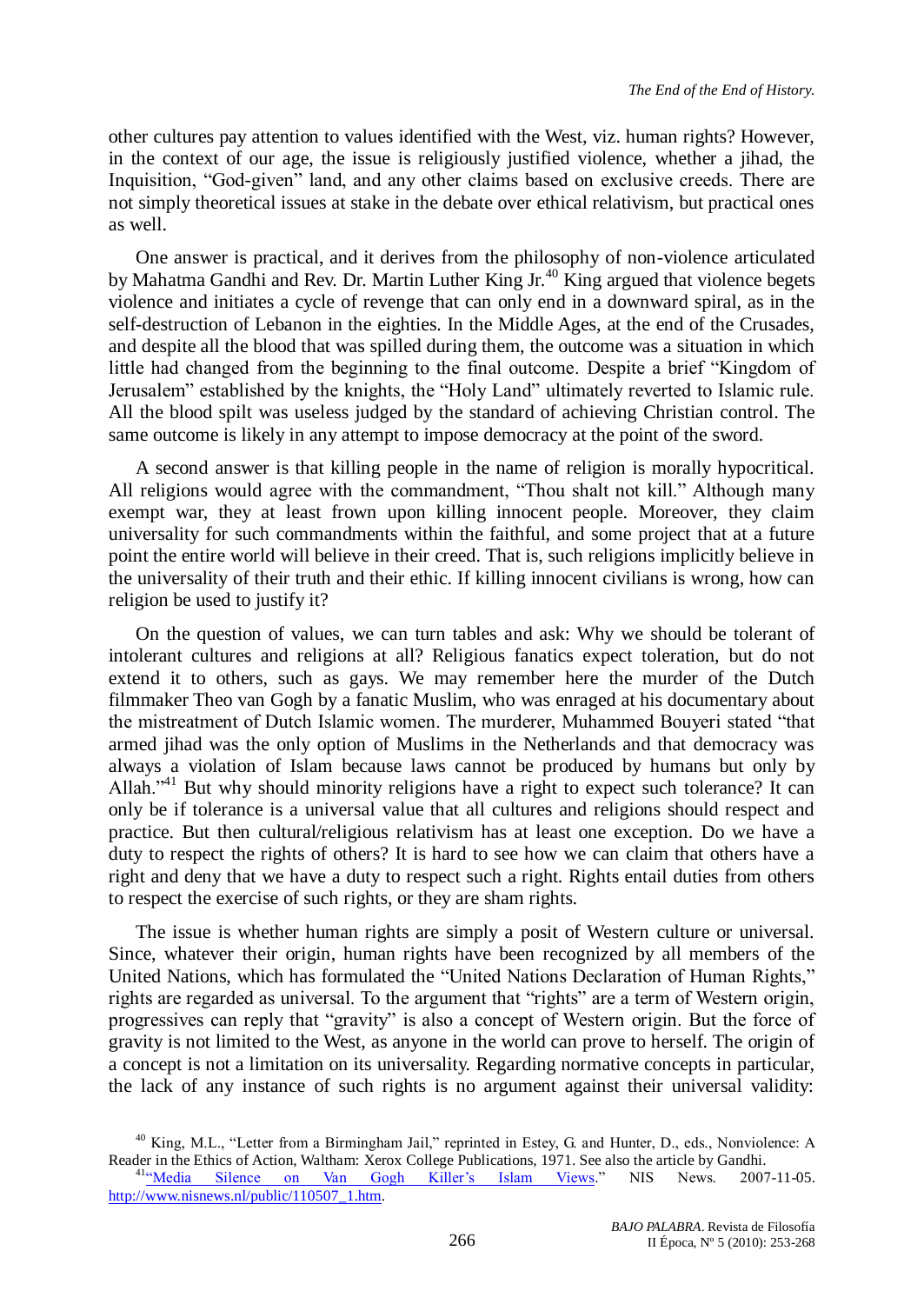other cultures pay attention to values identified with the West, viz. human rights? However, in the context of our age, the issue is religiously justified violence, whether a jihad, the Inquisition, "God-given" land, and any other claims based on exclusive creeds. There are not simply theoretical issues at stake in the debate over ethical relativism, but practical ones as well.

One answer is practical, and it derives from the philosophy of non-violence articulated by Mahatma Gandhi and Rev. Dr. Martin Luther King Jr.[40] King argued that violence begets violence and initiates a cycle of revenge that can only end in a downward spiral, as in the self-destruction of Lebanon in the eighties. In the Middle Ages, at the end of the Crusades, and despite all the blood that was spilled during them, the outcome was a situation in which little had changed from the beginning to the final outcome. Despite a brief "Kingdom of Jerusalem" established by the knights, the "Holy Land" ultimately reverted to Islamic rule. All the blood spilt was useless judged by the standard of achieving Christian control. The same outcome is likely in any attempt to impose democracy at the point of the sword.

A second answer is that killing people in the name of religion is morally hypocritical. All religions would agree with the commandment, "Thou shalt not kill." Although many exempt war, they at least frown upon killing innocent people. Moreover, they claim universality for such commandments within the faithful, and some project that at a future point the entire world will believe in their creed. That is, such religions implicitly believe in the universality of their truth and their ethic. If killing innocent civilians is wrong, how can religion be used to justify it?

On the question of values, we can turn tables and ask: Why we should be tolerant of intolerant cultures and religions at all? Religious fanatics expect toleration, but do not extend it to others, such as gays. We may remember here the murder of the Dutch filmmaker Theo van Gogh by a fanatic Muslim, who was enraged at his documentary about the mistreatment of Dutch Islamic women. The murderer, Muhammed Bouyeri stated "that armed jihad was the only option of Muslims in the Netherlands and that democracy was always a violation of Islam because laws cannot be produced by humans but only by Allah."[41] But why should minority religions have a right to expect such tolerance? It can only be if tolerance is a universal value that all cultures and religions should respect and practice. But then cultural/religious relativism has at least one exception. Do we have a duty to respect the rights of others? It is hard to see how we can claim that others have a right and deny that we have a duty to respect such a right. Rights entail duties from others to respect the exercise of such rights, or they are sham rights.

The issue is whether human rights are simply a posit of Western culture or universal. Since, whatever their origin, human rights have been recognized by all members of the United Nations, which has formulated the "United Nations Declaration of Human Rights," rights are regarded as universal. To the argument that "rights" are a term of Western origin, progressives can reply that "gravity" is also a concept of Western origin. But the force of gravity is not limited to the West, as anyone in the world can prove to herself. The origin of a concept is not a limitation on its universality. Regarding normative concepts in particular, the lack of any instance of such rights is no argument against their universal validity:

[40] King, M.L., "Letter from a Birmingham Jail," reprinted in Estey, G. and Hunter, D., eds., Nonviolence: A Reader in the Ethics of Action, Waltham: Xerox College Publications, 1971. See also the article by Gandhi.

[41] "Media Silence on Van Gogh Killer's Islam Views." NIS News. 2007-11-05. http://www.nisnews.nl/public/110507_1.htm.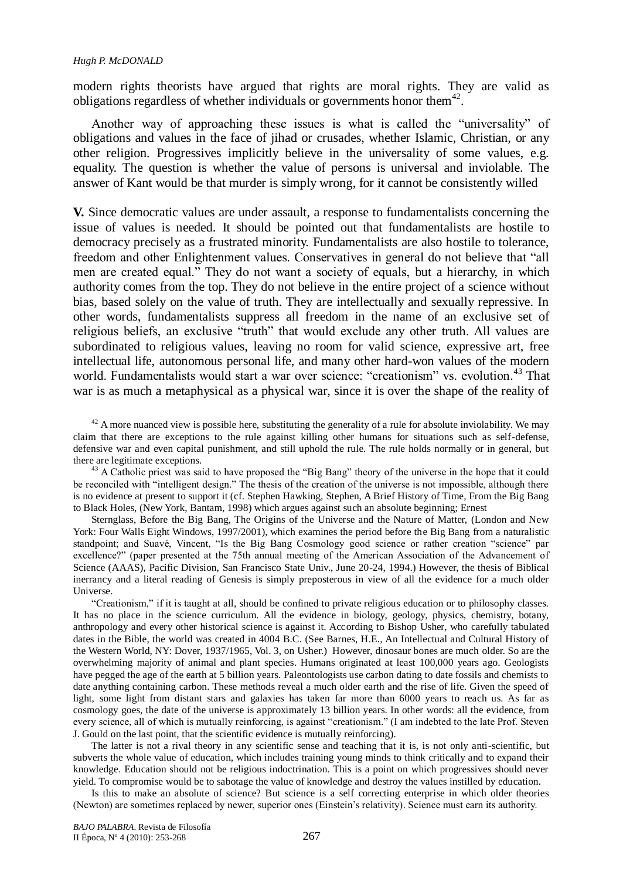modern rights theorists have argued that rights are moral rights. They are valid as obligations regardless of whether individuals or governments honor them[42].

Another way of approaching these issues is what is called the "universality" of obligations and values in the face of jihad or crusades, whether Islamic, Christian, or any other religion. Progressives implicitly believe in the universality of some values, e.g. equality. The question is whether the value of persons is universal and inviolable. The answer of Kant would be that murder is simply wrong, for it cannot be consistently willed

**V.** Since democratic values are under assault, a response to fundamentalists concerning the issue of values is needed. It should be pointed out that fundamentalists are hostile to democracy precisely as a frustrated minority. Fundamentalists are also hostile to tolerance, freedom and other Enlightenment values. Conservatives in general do not believe that "all men are created equal." They do not want a society of equals, but a hierarchy, in which authority comes from the top. They do not believe in the entire project of a science without bias, based solely on the value of truth. They are intellectually and sexually repressive. In other words, fundamentalists suppress all freedom in the name of an exclusive set of religious beliefs, an exclusive "truth" that would exclude any other truth. All values are subordinated to religious values, leaving no room for valid science, expressive art, free intellectual life, autonomous personal life, and many other hard-won values of the modern world. Fundamentalists would start a war over science: "creationism" vs. evolution.[43] That war is as much a metaphysical as a physical war, since it is over the shape of the reality of

[42] A more nuanced view is possible here, substituting the generality of a rule for absolute inviolability. We may claim that there are exceptions to the rule against killing other humans for situations such as self-defense, defensive war and even capital punishment, and still uphold the rule. The rule holds normally or in general, but there are legitimate exceptions.

[43] A Catholic priest was said to have proposed the "Big Bang" theory of the universe in the hope that it could be reconciled with "intelligent design." The thesis of the creation of the universe is not impossible, although there is no evidence at present to support it (cf. Stephen Hawking, Stephen, A Brief History of Time, From the Big Bang to Black Holes, (New York, Bantam, 1998) which argues against such an absolute beginning; Ernest Sternglass, Before the Big Bang, The Origins of the Universe and the Nature of Matter, (London and New York: Four Walls Eight Windows, 1997/2001), which examines the period before the Big Bang from a naturalistic standpoint; and Suavé, Vincent, "Is the Big Bang Cosmology good science or rather creation "science" par excellence?" (paper presented at the 75th annual meeting of the American Association of the Advancement of Science (AAAS), Pacific Division, San Francisco State Univ., June 20-24, 1994.) However, the thesis of Biblical inerrancy and a literal reading of Genesis is simply preposterous in view of all the evidence for a much older Universe.

"Creationism," if it is taught at all, should be confined to private religious education or to philosophy classes. It has no place in the science curriculum. All the evidence in biology, geology, physics, chemistry, botany, anthropology and every other historical science is against it. According to Bishop Usher, who carefully tabulated dates in the Bible, the world was created in 4004 B.C. (See Barnes, H.E., An Intellectual and Cultural History of the Western World, NY: Dover, 1937/1965, Vol. 3, on Usher.) However, dinosaur bones are much older. So are the overwhelming majority of animal and plant species. Humans originated at least 100,000 years ago. Geologists have pegged the age of the earth at 5 billion years. Paleontologists use carbon dating to date fossils and chemists to date anything containing carbon. These methods reveal a much older earth and the rise of life. Given the speed of light, some light from distant stars and galaxies has taken far more than 6000 years to reach us. As far as cosmology goes, the date of the universe is approximately 13 billion years. In other words: all the evidence, from every science, all of which is mutually reinforcing, is against "creationism." (I am indebted to the late Prof. Steven J. Gould on the last point, that the scientific evidence is mutually reinforcing).

The latter is not a rival theory in any scientific sense and teaching that it is, is not only anti-scientific, but subverts the whole value of education, which includes training young minds to think critically and to expand their knowledge. Education should not be religious indoctrination. This is a point on which progressives should never yield. To compromise would be to sabotage the value of knowledge and destroy the values instilled by education.

Is this to make an absolute of science? But science is a self correcting enterprise in which older theories (Newton) are sometimes replaced by newer, superior ones (Einstein's relativity). Science must earn its authority.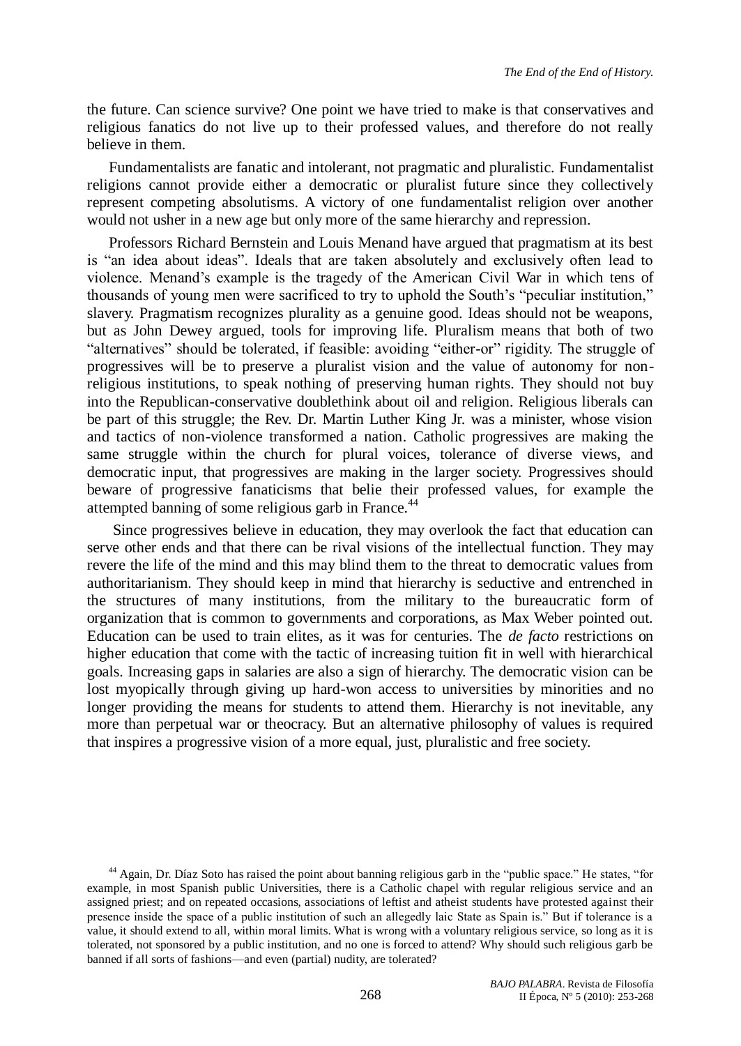the future. Can science survive? One point we have tried to make is that conservatives and religious fanatics do not live up to their professed values, and therefore do not really believe in them.

Fundamentalists are fanatic and intolerant, not pragmatic and pluralistic. Fundamentalist religions cannot provide either a democratic or pluralist future since they collectively represent competing absolutisms. A victory of one fundamentalist religion over another would not usher in a new age but only more of the same hierarchy and repression.

Professors Richard Bernstein and Louis Menand have argued that pragmatism at its best is "an idea about ideas". Ideals that are taken absolutely and exclusively often lead to violence. Menand's example is the tragedy of the American Civil War in which tens of thousands of young men were sacrificed to try to uphold the South's "peculiar institution," slavery. Pragmatism recognizes plurality as a genuine good. Ideas should not be weapons, but as John Dewey argued, tools for improving life. Pluralism means that both of two "alternatives" should be tolerated, if feasible: avoiding "either-or" rigidity. The struggle of progressives will be to preserve a pluralist vision and the value of autonomy for non-religious institutions, to speak nothing of preserving human rights. They should not buy into the Republican-conservative doublethink about oil and religion. Religious liberals can be part of this struggle; the Rev. Dr. Martin Luther King Jr. was a minister, whose vision and tactics of non-violence transformed a nation. Catholic progressives are making the same struggle within the church for plural voices, tolerance of diverse views, and democratic input, that progressives are making in the larger society. Progressives should beware of progressive fanaticisms that belie their professed values, for example the attempted banning of some religious garb in France.[44]

Since progressives believe in education, they may overlook the fact that education can serve other ends and that there can be rival visions of the intellectual function. They may revere the life of the mind and this may blind them to the threat to democratic values from authoritarianism. They should keep in mind that hierarchy is seductive and entrenched in the structures of many institutions, from the military to the bureaucratic form of organization that is common to governments and corporations, as Max Weber pointed out. Education can be used to train elites, as it was for centuries. The *de facto* restrictions on higher education that come with the tactic of increasing tuition fit in well with hierarchical goals. Increasing gaps in salaries are also a sign of hierarchy. The democratic vision can be lost myopically through giving up hard-won access to universities by minorities and no longer providing the means for students to attend them. Hierarchy is not inevitable, any more than perpetual war or theocracy. But an alternative philosophy of values is required that inspires a progressive vision of a more equal, just, pluralistic and free society.

[44] Again, Dr. Díaz Soto has raised the point about banning religious garb in the "public space." He states, "for example, in most Spanish public Universities, there is a Catholic chapel with regular religious service and an assigned priest; and on repeated occasions, associations of leftist and atheist students have protested against their presence inside the space of a public institution of such an allegedly laic State as Spain is." But if tolerance is a value, it should extend to all, within moral limits. What is wrong with a voluntary religious service, so long as it is tolerated, not sponsored by a public institution, and no one is forced to attend? Why should such religious garb be banned if all sorts of fashions—and even (partial) nudity, are tolerated?